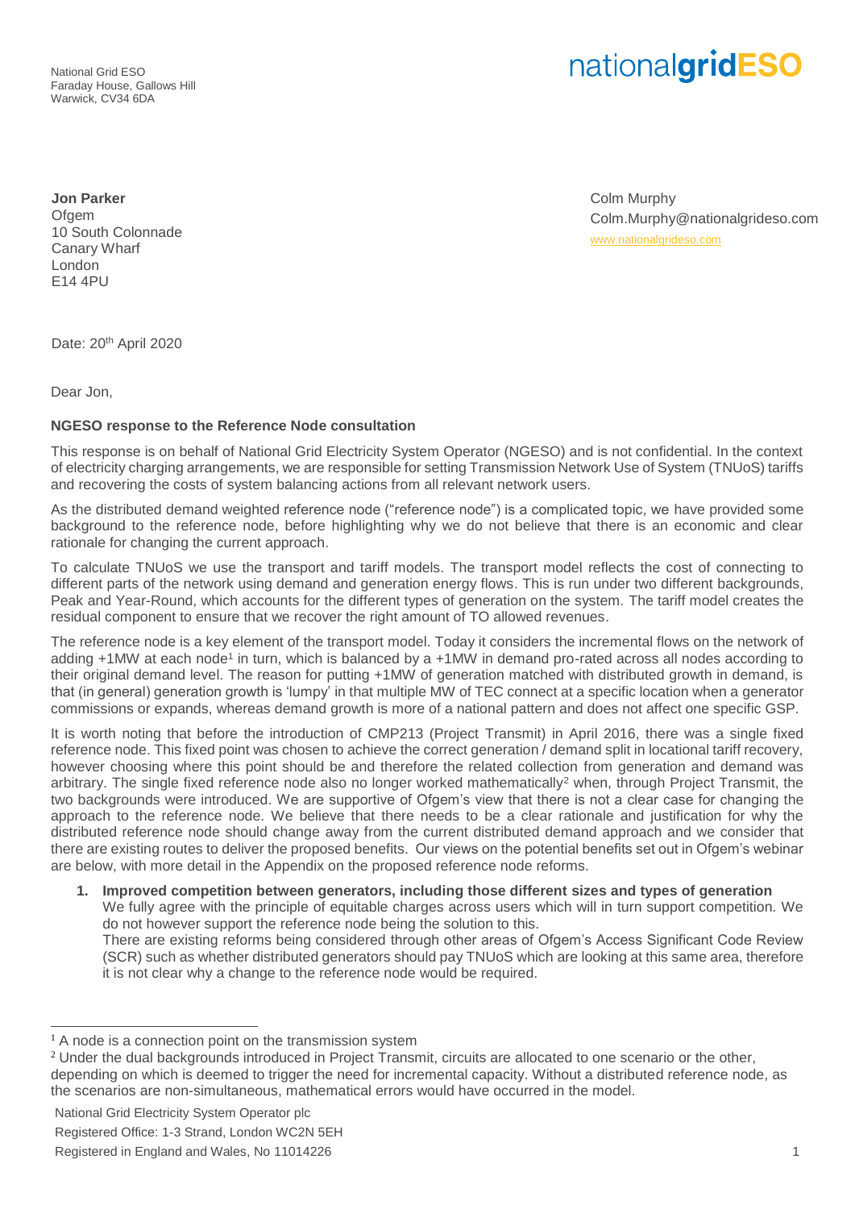National Grid ESO
Faraday House, Gallows Hill
Warwick, CV34 6DA

nationalgridESO

**Jon Parker**
Ofgem
10 South Colonnade
Canary Wharf
London
E14 4PU

Colm Murphy
Colm.Murphy@nationalgrideso.com
www.nationalgrideso.com

Date: 20th April 2020

Dear Jon,

**NGESO response to the Reference Node consultation**

This response is on behalf of National Grid Electricity System Operator (NGESO) and is not confidential. In the context of electricity charging arrangements, we are responsible for setting Transmission Network Use of System (TNUoS) tariffs and recovering the costs of system balancing actions from all relevant network users.

As the distributed demand weighted reference node ("reference node") is a complicated topic, we have provided some background to the reference node, before highlighting why we do not believe that there is an economic and clear rationale for changing the current approach.

To calculate TNUoS we use the transport and tariff models. The transport model reflects the cost of connecting to different parts of the network using demand and generation energy flows. This is run under two different backgrounds, Peak and Year-Round, which accounts for the different types of generation on the system. The tariff model creates the residual component to ensure that we recover the right amount of TO allowed revenues.

The reference node is a key element of the transport model. Today it considers the incremental flows on the network of adding +1MW at each node[1] in turn, which is balanced by a +1MW in demand pro-rated across all nodes according to their original demand level. The reason for putting +1MW of generation matched with distributed growth in demand, is that (in general) generation growth is 'lumpy' in that multiple MW of TEC connect at a specific location when a generator commissions or expands, whereas demand growth is more of a national pattern and does not affect one specific GSP.

It is worth noting that before the introduction of CMP213 (Project Transmit) in April 2016, there was a single fixed reference node. This fixed point was chosen to achieve the correct generation / demand split in locational tariff recovery, however choosing where this point should be and therefore the related collection from generation and demand was arbitrary. The single fixed reference node also no longer worked mathematically[2] when, through Project Transmit, the two backgrounds were introduced. We are supportive of Ofgem's view that there is not a clear case for changing the approach to the reference node. We believe that there needs to be a clear rationale and justification for why the distributed reference node should change away from the current distributed demand approach and we consider that there are existing routes to deliver the proposed benefits. Our views on the potential benefits set out in Ofgem's webinar are below, with more detail in the Appendix on the proposed reference node reforms.

1. **Improved competition between generators, including those different sizes and types of generation**
   We fully agree with the principle of equitable charges across users which will in turn support competition. We do not however support the reference node being the solution to this.
   There are existing reforms being considered through other areas of Ofgem's Access Significant Code Review (SCR) such as whether distributed generators should pay TNUoS which are looking at this same area, therefore it is not clear why a change to the reference node would be required.

[1] A node is a connection point on the transmission system

[2] Under the dual backgrounds introduced in Project Transmit, circuits are allocated to one scenario or the other, depending on which is deemed to trigger the need for incremental capacity. Without a distributed reference node, as the scenarios are non-simultaneous, mathematical errors would have occurred in the model.

National Grid Electricity System Operator plc
Registered Office: 1-3 Strand, London WC2N 5EH
Registered in England and Wales, No 11014226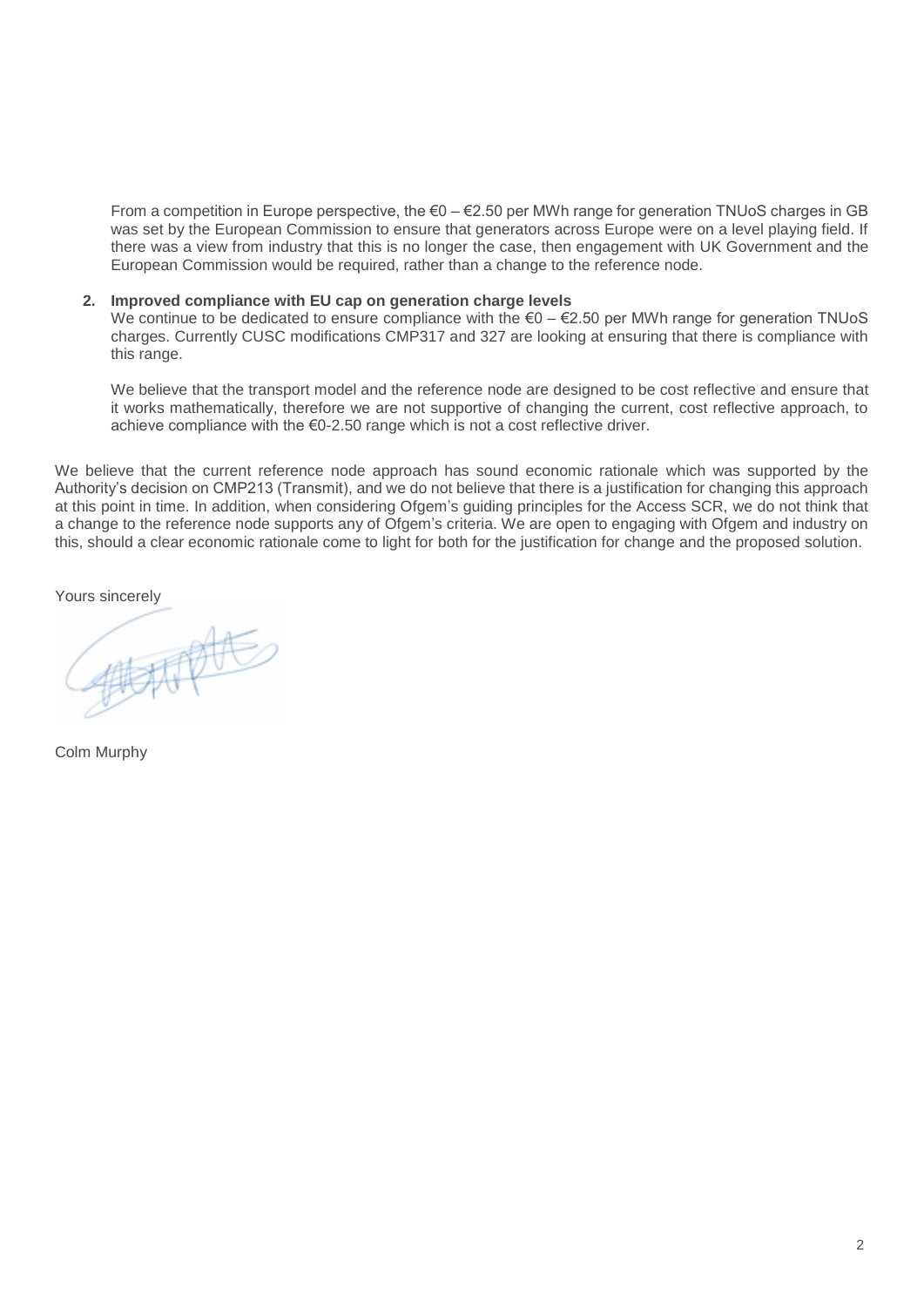From a competition in Europe perspective, the €0 – €2.50 per MWh range for generation TNUoS charges in GB was set by the European Commission to ensure that generators across Europe were on a level playing field. If there was a view from industry that this is no longer the case, then engagement with UK Government and the European Commission would be required, rather than a change to the reference node.

2. **Improved compliance with EU cap on generation charge levels**
   We continue to be dedicated to ensure compliance with the €0 – €2.50 per MWh range for generation TNUoS charges. Currently CUSC modifications CMP317 and 327 are looking at ensuring that there is compliance with this range.

   We believe that the transport model and the reference node are designed to be cost reflective and ensure that it works mathematically, therefore we are not supportive of changing the current, cost reflective approach, to achieve compliance with the €0-2.50 range which is not a cost reflective driver.

We believe that the current reference node approach has sound economic rationale which was supported by the Authority's decision on CMP213 (Transmit), and we do not believe that there is a justification for changing this approach at this point in time. In addition, when considering Ofgem's guiding principles for the Access SCR, we do not think that a change to the reference node supports any of Ofgem's criteria. We are open to engaging with Ofgem and industry on this, should a clear economic rationale come to light for both for the justification for change and the proposed solution.

Yours sincerely

Colm Murphy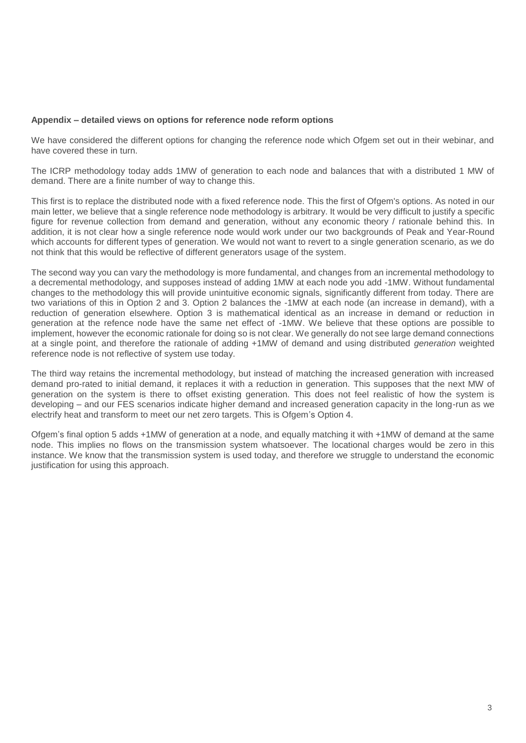**Appendix – detailed views on options for reference node reform options**

We have considered the different options for changing the reference node which Ofgem set out in their webinar, and have covered these in turn.

The ICRP methodology today adds 1MW of generation to each node and balances that with a distributed 1 MW of demand. There are a finite number of way to change this.

This first is to replace the distributed node with a fixed reference node. This the first of Ofgem's options. As noted in our main letter, we believe that a single reference node methodology is arbitrary. It would be very difficult to justify a specific figure for revenue collection from demand and generation, without any economic theory / rationale behind this. In addition, it is not clear how a single reference node would work under our two backgrounds of Peak and Year-Round which accounts for different types of generation. We would not want to revert to a single generation scenario, as we do not think that this would be reflective of different generators usage of the system.

The second way you can vary the methodology is more fundamental, and changes from an incremental methodology to a decremental methodology, and supposes instead of adding 1MW at each node you add -1MW. Without fundamental changes to the methodology this will provide unintuitive economic signals, significantly different from today. There are two variations of this in Option 2 and 3. Option 2 balances the -1MW at each node (an increase in demand), with a reduction of generation elsewhere. Option 3 is mathematical identical as an increase in demand or reduction in generation at the refence node have the same net effect of -1MW. We believe that these options are possible to implement, however the economic rationale for doing so is not clear. We generally do not see large demand connections at a single point, and therefore the rationale of adding +1MW of demand and using distributed *generation* weighted reference node is not reflective of system use today.

The third way retains the incremental methodology, but instead of matching the increased generation with increased demand pro-rated to initial demand, it replaces it with a reduction in generation. This supposes that the next MW of generation on the system is there to offset existing generation. This does not feel realistic of how the system is developing – and our FES scenarios indicate higher demand and increased generation capacity in the long-run as we electrify heat and transform to meet our net zero targets. This is Ofgem's Option 4.

Ofgem's final option 5 adds +1MW of generation at a node, and equally matching it with +1MW of demand at the same node. This implies no flows on the transmission system whatsoever. The locational charges would be zero in this instance. We know that the transmission system is used today, and therefore we struggle to understand the economic justification for using this approach.